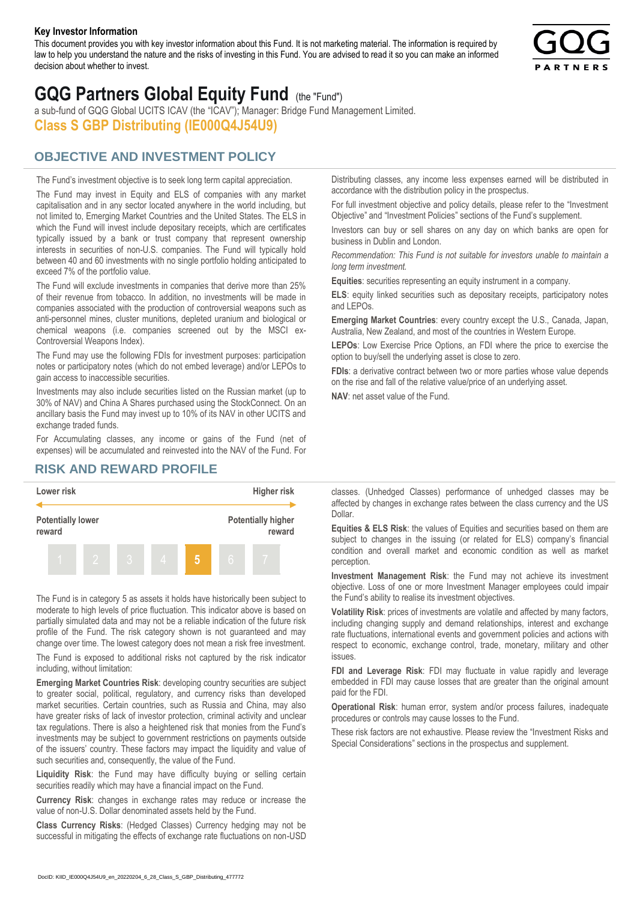**Key Investor Information**

This document provides you with key investor information about this Fund. It is not marketing material. The information is required by law to help you understand the nature and the risks of investing in this Fund. You are advised to read it so you can make an informed decision about whether to invest.

# GQG Partners Global Equity Fund (the "Fund")

a sub-fund of GQG Global UCITS ICAV (the "ICAV"); Manager: Bridge Fund Management Limited.

## Class S GBP Distributing (IE000Q4J54U9)

## OBJECTIVE AND INVESTMENT POLICY

The Fund's investment objective is to seek long term capital appreciation.

The Fund may invest in Equity and ELS of companies with any market capitalisation and in any sector located anywhere in the world including, but not limited to, Emerging Market Countries and the United States. The ELS in which the Fund will invest include depositary receipts, which are certificates typically issued by a bank or trust company that represent ownership interests in securities of non-U.S. companies. The Fund will typically hold between 40 and 60 investments with no single portfolio holding anticipated to exceed 7% of the portfolio value.

The Fund will exclude investments in companies that derive more than 25% of their revenue from tobacco. In addition, no investments will be made in companies associated with the production of controversial weapons such as anti-personnel mines, cluster munitions, depleted uranium and biological or chemical weapons (i.e. companies screened out by the MSCI ex-Controversial Weapons Index).

The Fund may use the following FDIs for investment purposes: participation notes or participatory notes (which do not embed leverage) and/or LEPOs to gain access to inaccessible securities.

Investments may also include securities listed on the Russian market (up to 30% of NAV) and China A Shares purchased using the StockConnect. On an ancillary basis the Fund may invest up to 10% of its NAV in other UCITS and exchange traded funds.

For Accumulating classes, any income or gains of the Fund (net of expenses) will be accumulated and reinvested into the NAV of the Fund. For Distributing classes, any income less expenses earned will be distributed in accordance with the distribution policy in the prospectus.

For full investment objective and policy details, please refer to the "Investment Objective" and "Investment Policies" sections of the Fund's supplement.

Investors can buy or sell shares on any day on which banks are open for business in Dublin and London.

*Recommendation: This Fund is not suitable for investors unable to maintain a long term investment.*

**Equities**: securities representing an equity instrument in a company.

**ELS**: equity linked securities such as depositary receipts, participatory notes and LEPOs.

**Emerging Market Countries**: every country except the U.S., Canada, Japan, Australia, New Zealand, and most of the countries in Western Europe.

**LEPOs**: Low Exercise Price Options, an FDI where the price to exercise the option to buy/sell the underlying asset is close to zero.

**FDIs**: a derivative contract between two or more parties whose value depends on the rise and fall of the relative value/price of an underlying asset.

**NAV**: net asset value of the Fund.

## RISK AND REWARD PROFILE

| Lower risk | | | | | | Higher risk |
|---|---|---|---|---|---|---|
| Potentially lower reward | | | | | | Potentially higher reward |
| 1 | 2 | 3 | 4 | **5** | 6 | 7 |

The Fund is in category 5 as assets it holds have historically been subject to moderate to high levels of price fluctuation. This indicator above is based on partially simulated data and may not be a reliable indication of the future risk profile of the Fund. The risk category shown is not guaranteed and may change over time. The lowest category does not mean a risk free investment.

The Fund is exposed to additional risks not captured by the risk indicator including, without limitation:

**Emerging Market Countries Risk**: developing country securities are subject to greater social, political, regulatory, and currency risks than developed market securities. Certain countries, such as Russia and China, may also have greater risks of lack of investor protection, criminal activity and unclear tax regulations. There is also a heightened risk that monies from the Fund's investments may be subject to government restrictions on payments outside of the issuers' country. These factors may impact the liquidity and value of such securities and, consequently, the value of the Fund.

**Liquidity Risk**: the Fund may have difficulty buying or selling certain securities readily which may have a financial impact on the Fund.

**Currency Risk**: changes in exchange rates may reduce or increase the value of non-U.S. Dollar denominated assets held by the Fund.

**Class Currency Risks**: (Hedged Classes) Currency hedging may not be successful in mitigating the effects of exchange rate fluctuations on non-USD classes. (Unhedged Classes) performance of unhedged classes may be affected by changes in exchange rates between the class currency and the US Dollar.

**Equities & ELS Risk**: the values of Equities and securities based on them are subject to changes in the issuing (or related for ELS) company's financial condition and overall market and economic condition as well as market perception.

**Investment Management Risk**: the Fund may not achieve its investment objective. Loss of one or more Investment Manager employees could impair the Fund's ability to realise its investment objectives.

**Volatility Risk**: prices of investments are volatile and affected by many factors, including changing supply and demand relationships, interest and exchange rate fluctuations, international events and government policies and actions with respect to economic, exchange control, trade, monetary, military and other issues.

**FDI and Leverage Risk**: FDI may fluctuate in value rapidly and leverage embedded in FDI may cause losses that are greater than the original amount paid for the FDI.

**Operational Risk**: human error, system and/or process failures, inadequate procedures or controls may cause losses to the Fund.

These risk factors are not exhaustive. Please review the "Investment Risks and Special Considerations" sections in the prospectus and supplement.

DocID: KIID_IE000Q4J54U9_en_20220204_6_28_Class_S_GBP_Distributing_477772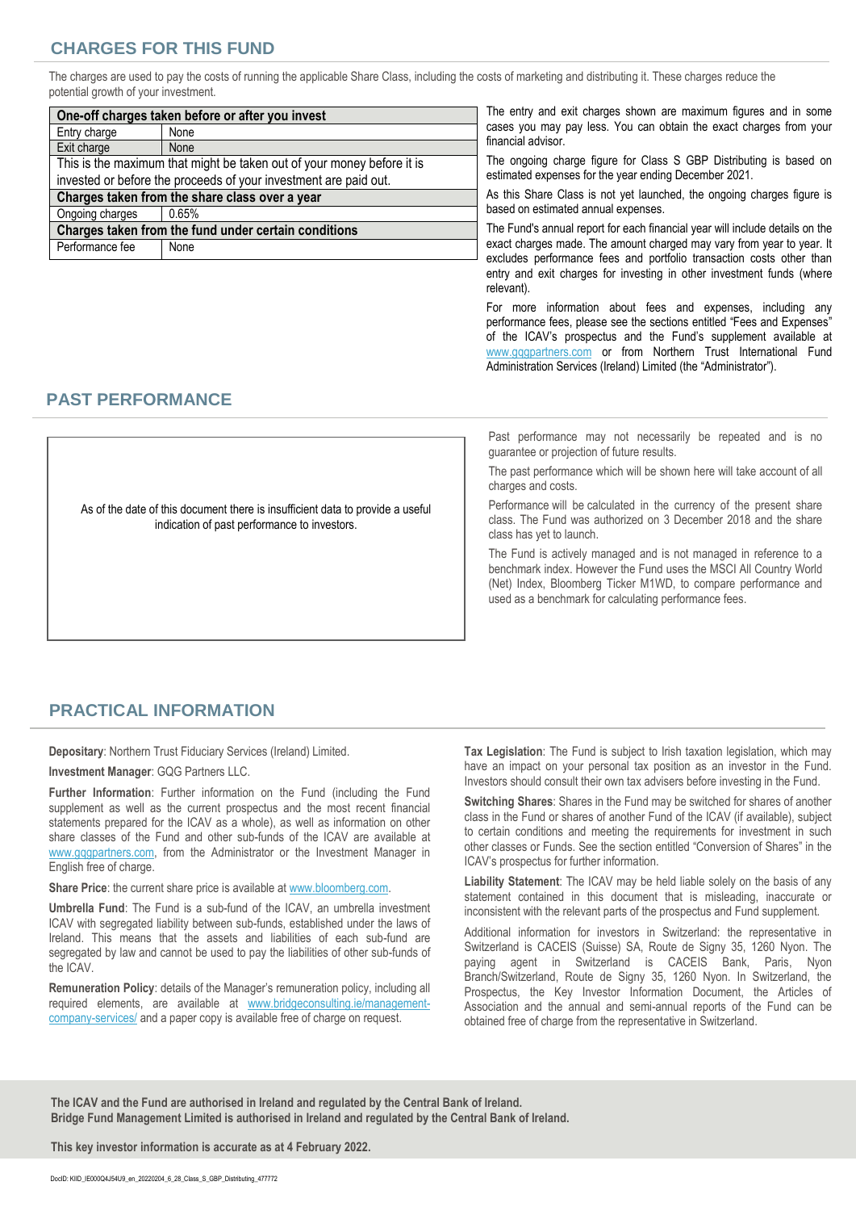## CHARGES FOR THIS FUND

The charges are used to pay the costs of running the applicable Share Class, including the costs of marketing and distributing it. These charges reduce the potential growth of your investment.

| One-off charges taken before or after you invest | |
|---|---|
| Entry charge | None |
| Exit charge | None |
| This is the maximum that might be taken out of your money before it is invested or before the proceeds of your investment are paid out. | |
| **Charges taken from the share class over a year** | |
| Ongoing charges | 0.65% |
| **Charges taken from the fund under certain conditions** | |
| Performance fee | None |

The entry and exit charges shown are maximum figures and in some cases you may pay less. You can obtain the exact charges from your financial advisor.

The ongoing charge figure for Class S GBP Distributing is based on estimated expenses for the year ending December 2021.

As this Share Class is not yet launched, the ongoing charges figure is based on estimated annual expenses.

The Fund's annual report for each financial year will include details on the exact charges made. The amount charged may vary from year to year. It excludes performance fees and portfolio transaction costs other than entry and exit charges for investing in other investment funds (where relevant).

For more information about fees and expenses, including any performance fees, please see the sections entitled "Fees and Expenses" of the ICAV's prospectus and the Fund's supplement available at www.gqgpartners.com or from Northern Trust International Fund Administration Services (Ireland) Limited (the "Administrator").

## PAST PERFORMANCE

As of the date of this document there is insufficient data to provide a useful indication of past performance to investors.

Past performance may not necessarily be repeated and is no guarantee or projection of future results.

The past performance which will be shown here will take account of all charges and costs.

Performance will be calculated in the currency of the present share class. The Fund was authorized on 3 December 2018 and the share class has yet to launch.

The Fund is actively managed and is not managed in reference to a benchmark index. However the Fund uses the MSCI All Country World (Net) Index, Bloomberg Ticker M1WD, to compare performance and used as a benchmark for calculating performance fees.

## PRACTICAL INFORMATION

**Depositary**: Northern Trust Fiduciary Services (Ireland) Limited.

**Investment Manager**: GQG Partners LLC.

**Further Information**: Further information on the Fund (including the Fund supplement as well as the current prospectus and the most recent financial statements prepared for the ICAV as a whole), as well as information on other share classes of the Fund and other sub-funds of the ICAV are available at www.gqgpartners.com, from the Administrator or the Investment Manager in English free of charge.

**Share Price**: the current share price is available at www.bloomberg.com.

**Umbrella Fund**: The Fund is a sub-fund of the ICAV, an umbrella investment ICAV with segregated liability between sub-funds, established under the laws of Ireland. This means that the assets and liabilities of each sub-fund are segregated by law and cannot be used to pay the liabilities of other sub-funds of the ICAV.

**Remuneration Policy**: details of the Manager's remuneration policy, including all required elements, are available at www.bridgeconsulting.ie/management-company-services/ and a paper copy is available free of charge on request.

**Tax Legislation**: The Fund is subject to Irish taxation legislation, which may have an impact on your personal tax position as an investor in the Fund. Investors should consult their own tax advisers before investing in the Fund.

**Switching Shares**: Shares in the Fund may be switched for shares of another class in the Fund or shares of another Fund of the ICAV (if available), subject to certain conditions and meeting the requirements for investment in such other classes or Funds. See the section entitled "Conversion of Shares" in the ICAV's prospectus for further information.

**Liability Statement**: The ICAV may be held liable solely on the basis of any statement contained in this document that is misleading, inaccurate or inconsistent with the relevant parts of the prospectus and Fund supplement.

Additional information for investors in Switzerland: the representative in Switzerland is CACEIS (Suisse) SA, Route de Signy 35, 1260 Nyon. The paying agent in Switzerland is CACEIS Bank, Paris, Nyon Branch/Switzerland, Route de Signy 35, 1260 Nyon. In Switzerland, the Prospectus, the Key Investor Information Document, the Articles of Association and the annual and semi-annual reports of the Fund can be obtained free of charge from the representative in Switzerland.

**The ICAV and the Fund are authorised in Ireland and regulated by the Central Bank of Ireland.**
**Bridge Fund Management Limited is authorised in Ireland and regulated by the Central Bank of Ireland.**

**This key investor information is accurate as at 4 February 2022.**

DocID: KIID_IE000Q4J54U9_en_20220204_6_28_Class_S_GBP_Distributing_477772